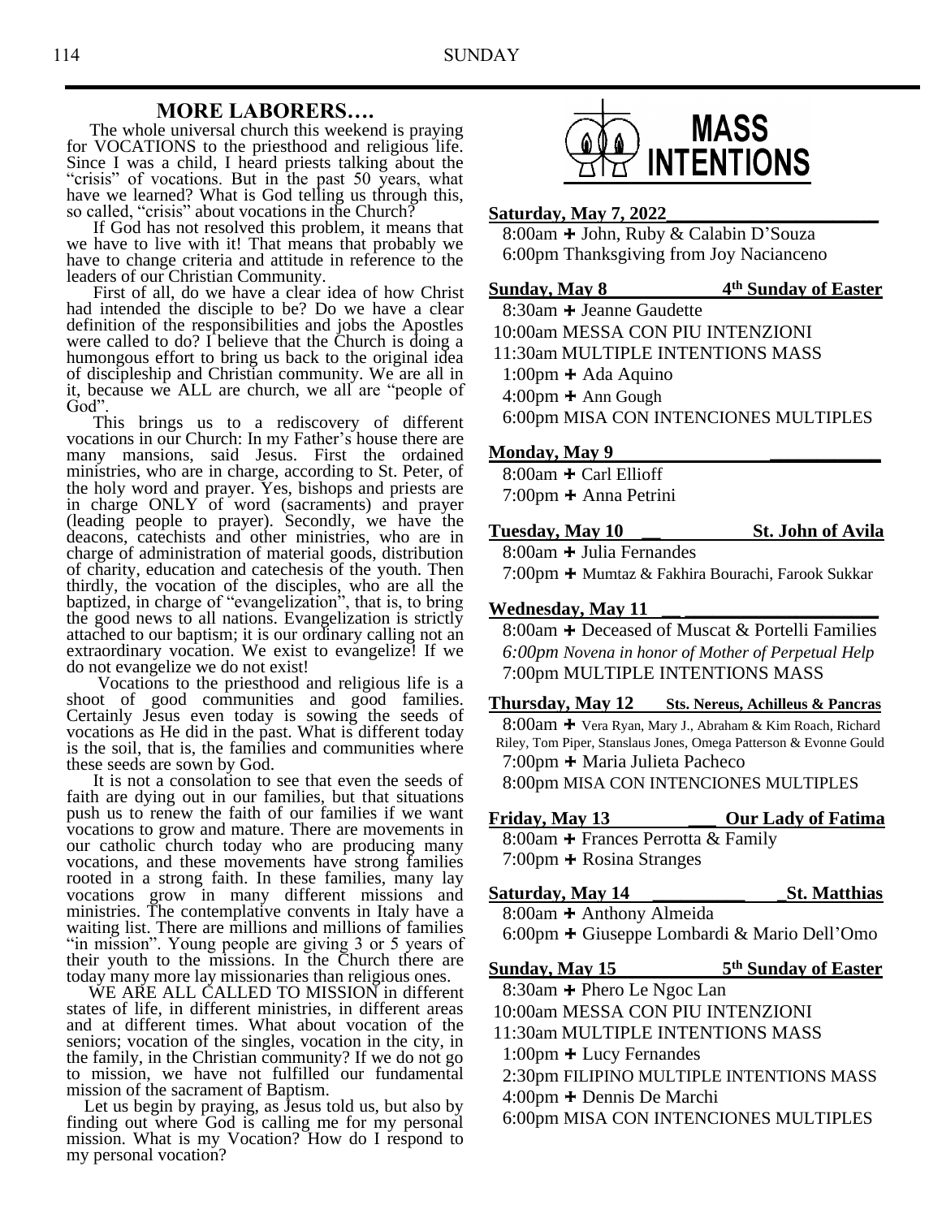## MORE LABORERS….

The whole universal church this weekend is praying for VOCATIONS to the priesthood and religious life. Since I was a child, I heard priests talking about the "crisis" of vocations. But in the past 50 years, what have we learned? What is God telling us through this, so called, "crisis" about vocations in the Church?

If God has not resolved this problem, it means that we have to live with it! That means that probably we have to change criteria and attitude in reference to the leaders of our Christian Community.

First of all, do we have a clear idea of how Christ had intended the disciple to be? Do we have a clear definition of the responsibilities and jobs the Apostles were called to do? I believe that the Church is doing a humongous effort to bring us back to the original idea of discipleship and Christian community. We are all in it, because we ALL are church, we all are "people of God".

This brings us to a rediscovery of different vocations in our Church: In my Father's house there are many mansions, said Jesus. First the ordained ministries, who are in charge, according to St. Peter, of the holy word and prayer. Yes, bishops and priests are in charge ONLY of word (sacraments) and prayer (leading people to prayer). Secondly, we have the deacons, catechists and other ministries, who are in charge of administration of material goods, distribution of charity, education and catechesis of the youth. Then thirdly, the vocation of the disciples, who are all the baptized, in charge of "evangelization", that is, to bring the good news to all nations. Evangelization is strictly attached to our baptism; it is our ordinary calling not an extraordinary vocation. We exist to evangelize! If we do not evangelize we do not exist!

Vocations to the priesthood and religious life is a shoot of good communities and good families. Certainly Jesus even today is sowing the seeds of vocations as He did in the past. What is different today is the soil, that is, the families and communities where these seeds are sown by God.

It is not a consolation to see that even the seeds of faith are dying out in our families, but that situations push us to renew the faith of our families if we want vocations to grow and mature. There are movements in our catholic church today who are producing many vocations, and these movements have strong families rooted in a strong faith. In these families, many lay vocations grow in many different missions and ministries. The contemplative convents in Italy have a waiting list. There are millions and millions of families "in mission". Young people are giving 3 or 5 years of their youth to the missions. In the Church there are today many more lay missionaries than religious ones.

WE ARE ALL CALLED TO MISSION in different states of life, in different ministries, in different areas and at different times. What about vocation of the seniors; vocation of the singles, vocation in the city, in the family, in the Christian community? If we do not go to mission, we have not fulfilled our fundamental mission of the sacrament of Baptism.

Let us begin by praying, as Jesus told us, but also by finding out where God is calling me for my personal mission. What is my Vocation? How do I respond to my personal vocation?

## MASS INTENTIONS

**Saturday, May 7, 2022**
8:00am ✚ John, Ruby & Calabin D'Souza
6:00pm Thanksgiving from Joy Nacianceno

**Sunday, May 8 — 4th Sunday of Easter**
8:30am ✚ Jeanne Gaudette
10:00am MESSA CON PIU INTENZIONI
11:30am MULTIPLE INTENTIONS MASS
1:00pm ✚ Ada Aquino
4:00pm ✚ Ann Gough
6:00pm MISA CON INTENCIONES MULTIPLES

**Monday, May 9**
8:00am ✚ Carl Ellioff
7:00pm ✚ Anna Petrini

**Tuesday, May 10 — St. John of Avila**
8:00am ✚ Julia Fernandes
7:00pm ✚ Mumtaz & Fakhira Bourachi, Farook Sukkar

**Wednesday, May 11**
8:00am ✚ Deceased of Muscat & Portelli Families
*6:00pm Novena in honor of Mother of Perpetual Help*
7:00pm MULTIPLE INTENTIONS MASS

**Thursday, May 12 — Sts. Nereus, Achilleus & Pancras**
8:00am ✚ Vera Ryan, Mary J., Abraham & Kim Roach, Richard Riley, Tom Piper, Stanslaus Jones, Omega Patterson & Evonne Gould
7:00pm ✚ Maria Julieta Pacheco
8:00pm MISA CON INTENCIONES MULTIPLES

**Friday, May 13 — Our Lady of Fatima**
8:00am ✚ Frances Perrotta & Family
7:00pm ✚ Rosina Stranges

**Saturday, May 14 — St. Matthias**
8:00am ✚ Anthony Almeida
6:00pm ✚ Giuseppe Lombardi & Mario Dell'Omo

**Sunday, May 15 — 5th Sunday of Easter**
8:30am ✚ Phero Le Ngoc Lan
10:00am MESSA CON PIU INTENZIONI
11:30am MULTIPLE INTENTIONS MASS
1:00pm ✚ Lucy Fernandes
2:30pm FILIPINO MULTIPLE INTENTIONS MASS
4:00pm ✚ Dennis De Marchi
6:00pm MISA CON INTENCIONES MULTIPLES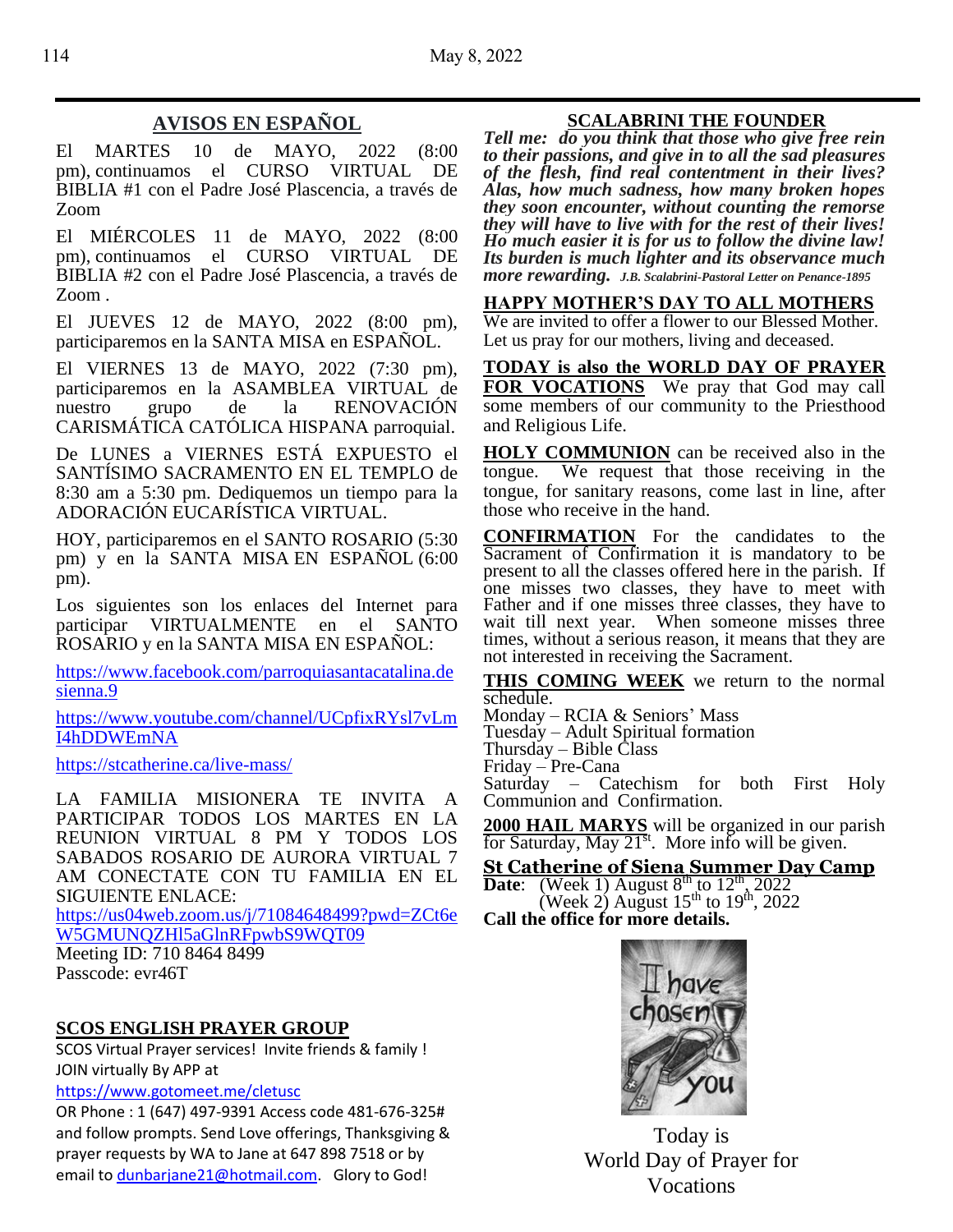## AVISOS EN ESPAÑOL

El MARTES 10 de MAYO, 2022 (8:00 pm), continuamos el CURSO VIRTUAL DE BIBLIA #1 con el Padre José Plascencia, a través de Zoom

El MIÉRCOLES 11 de MAYO, 2022 (8:00 pm), continuamos el CURSO VIRTUAL DE BIBLIA #2 con el Padre José Plascencia, a través de Zoom .

El JUEVES 12 de MAYO, 2022 (8:00 pm), participaremos en la SANTA MISA en ESPAÑOL.

El VIERNES 13 de MAYO, 2022 (7:30 pm), participaremos en la ASAMBLEA VIRTUAL de nuestro grupo de la RENOVACIÓN CARISMÁTICA CATÓLICA HISPANA parroquial.

De LUNES a VIERNES ESTÁ EXPUESTO el SANTÍSIMO SACRAMENTO EN EL TEMPLO de 8:30 am a 5:30 pm. Dediquemos un tiempo para la ADORACIÓN EUCARÍSTICA VIRTUAL.

HOY, participaremos en el SANTO ROSARIO (5:30 pm) y en la SANTA MISA EN ESPAÑOL (6:00 pm).

Los siguientes son los enlaces del Internet para participar VIRTUALMENTE en el SANTO ROSARIO y en la SANTA MISA EN ESPAÑOL:

https://www.facebook.com/parroquiasantacatalina.desienna.9

https://www.youtube.com/channel/UCpfixRYsl7vLmI4hDDWEmNA

https://stcatherine.ca/live-mass/

LA FAMILIA MISIONERA TE INVITA A PARTICIPAR TODOS LOS MARTES EN LA REUNION VIRTUAL 8 PM Y TODOS LOS SABADOS ROSARIO DE AURORA VIRTUAL 7 AM CONECTATE CON TU FAMILIA EN EL SIGUIENTE ENLACE:
https://us04web.zoom.us/j/71084648499?pwd=ZCt6eW5GMUNQZHl5aGlnRFpwbS9WQT09
Meeting ID: 710 8464 8499
Passcode: evr46T

## SCOS ENGLISH PRAYER GROUP

SCOS Virtual Prayer services! Invite friends & family ! JOIN virtually By APP at
https://www.gotomeet.me/cletusc
OR Phone : 1 (647) 497-9391 Access code 481-676-325# and follow prompts. Send Love offerings, Thanksgiving & prayer requests by WA to Jane at 647 898 7518 or by email to dunbarjane21@hotmail.com. Glory to God!

## SCALABRINI THE FOUNDER

***Tell me: do you think that those who give free rein to their passions, and give in to all the sad pleasures of the flesh, find real contentment in their lives? Alas, how much sadness, how many broken hopes they soon encounter, without counting the remorse they will have to live with for the rest of their lives! Ho much easier it is for us to follow the divine law! Its burden is much lighter and its observance much more rewarding.*** ***J.B. Scalabrini-Pastoral Letter on Penance-1895***

**HAPPY MOTHER'S DAY TO ALL MOTHERS**
We are invited to offer a flower to our Blessed Mother. Let us pray for our mothers, living and deceased.

**TODAY is also the WORLD DAY OF PRAYER FOR VOCATIONS** We pray that God may call some members of our community to the Priesthood and Religious Life.

**HOLY COMMUNION** can be received also in the tongue. We request that those receiving in the tongue, for sanitary reasons, come last in line, after those who receive in the hand.

**CONFIRMATION** For the candidates to the Sacrament of Confirmation it is mandatory to be present to all the classes offered here in the parish. If one misses two classes, they have to meet with Father and if one misses three classes, they have to wait till next year. When someone misses three times, without a serious reason, it means that they are not interested in receiving the Sacrament.

**THIS COMING WEEK** we return to the normal schedule.
Monday – RCIA & Seniors' Mass
Tuesday – Adult Spiritual formation
Thursday – Bible Class
Friday – Pre-Cana
Saturday – Catechism for both First Holy Communion and Confirmation.

**2000 HAIL MARYS** will be organized in our parish for Saturday, May 21st. More info will be given.

**St Catherine of Siena Summer Day Camp**
**Date**: (Week 1) August 8th to 12th, 2022
(Week 2) August 15th to 19th, 2022
**Call the office for more details.**

Today is
World Day of Prayer for
Vocations